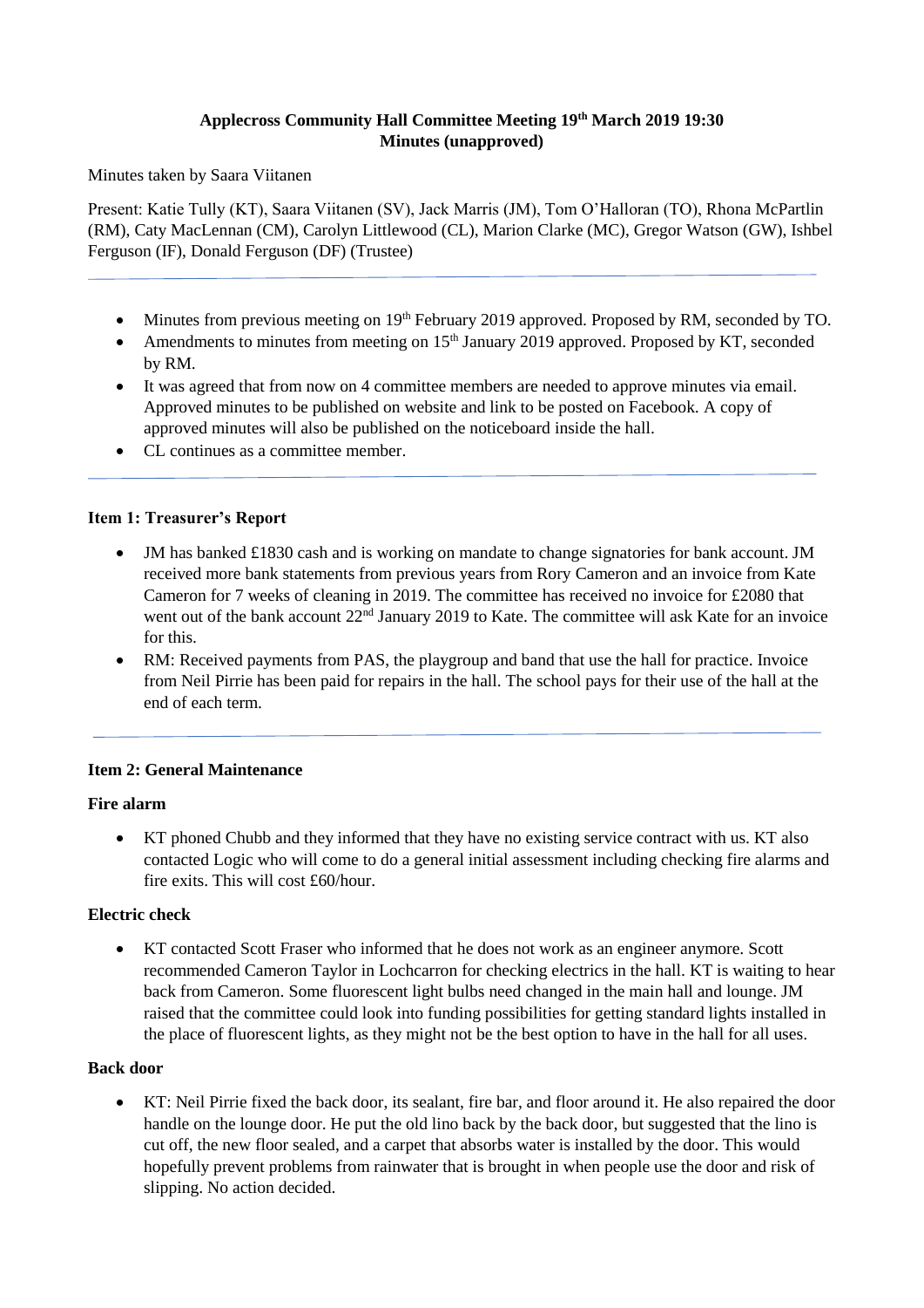**Applecross Community Hall Committee Meeting 19th March 2019 19:30**
**Minutes (unapproved)**

Minutes taken by Saara Viitanen

Present: Katie Tully (KT), Saara Viitanen (SV), Jack Marris (JM), Tom O'Halloran (TO), Rhona McPartlin (RM), Caty MacLennan (CM), Carolyn Littlewood (CL), Marion Clarke (MC), Gregor Watson (GW), Ishbel Ferguson (IF), Donald Ferguson (DF) (Trustee)

---

- Minutes from previous meeting on 19th February 2019 approved. Proposed by RM, seconded by TO.
- Amendments to minutes from meeting on 15th January 2019 approved. Proposed by KT, seconded by RM.
- It was agreed that from now on 4 committee members are needed to approve minutes via email. Approved minutes to be published on website and link to be posted on Facebook. A copy of approved minutes will also be published on the noticeboard inside the hall.
- CL continues as a committee member.

---

### Item 1: Treasurer's Report

- JM has banked £1830 cash and is working on mandate to change signatories for bank account. JM received more bank statements from previous years from Rory Cameron and an invoice from Kate Cameron for 7 weeks of cleaning in 2019. The committee has received no invoice for £2080 that went out of the bank account 22nd January 2019 to Kate. The committee will ask Kate for an invoice for this.
- RM: Received payments from PAS, the playgroup and band that use the hall for practice. Invoice from Neil Pirrie has been paid for repairs in the hall. The school pays for their use of the hall at the end of each term.

---

### Item 2: General Maintenance

#### Fire alarm

- KT phoned Chubb and they informed that they have no existing service contract with us. KT also contacted Logic who will come to do a general initial assessment including checking fire alarms and fire exits. This will cost £60/hour.

#### Electric check

- KT contacted Scott Fraser who informed that he does not work as an engineer anymore. Scott recommended Cameron Taylor in Lochcarron for checking electrics in the hall. KT is waiting to hear back from Cameron. Some fluorescent light bulbs need changed in the main hall and lounge. JM raised that the committee could look into funding possibilities for getting standard lights installed in the place of fluorescent lights, as they might not be the best option to have in the hall for all uses.

#### Back door

- KT: Neil Pirrie fixed the back door, its sealant, fire bar, and floor around it. He also repaired the door handle on the lounge door. He put the old lino back by the back door, but suggested that the lino is cut off, the new floor sealed, and a carpet that absorbs water is installed by the door. This would hopefully prevent problems from rainwater that is brought in when people use the door and risk of slipping. No action decided.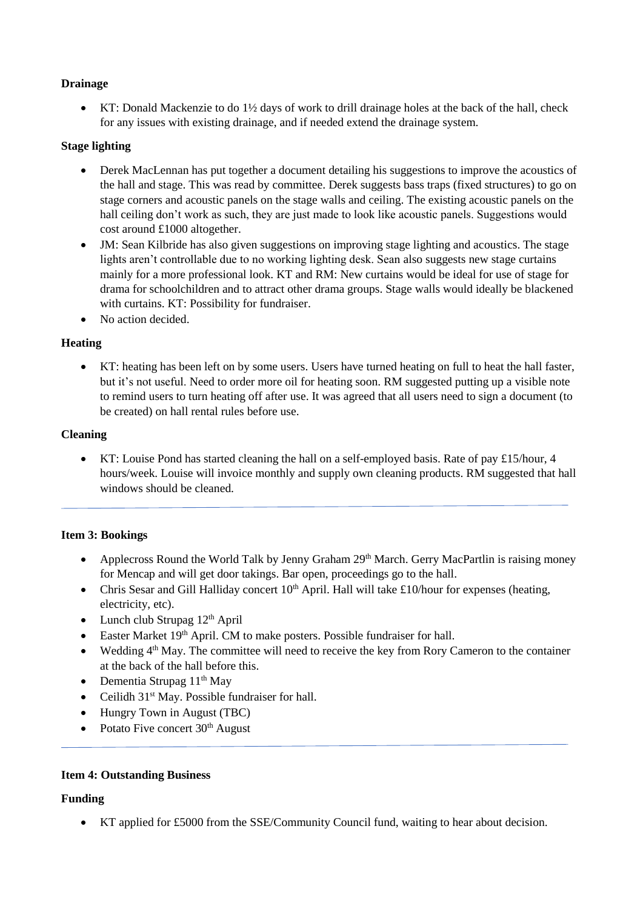**Drainage**

- KT: Donald Mackenzie to do 1½ days of work to drill drainage holes at the back of the hall, check for any issues with existing drainage, and if needed extend the drainage system.

**Stage lighting**

- Derek MacLennan has put together a document detailing his suggestions to improve the acoustics of the hall and stage. This was read by committee. Derek suggests bass traps (fixed structures) to go on stage corners and acoustic panels on the stage walls and ceiling. The existing acoustic panels on the hall ceiling don't work as such, they are just made to look like acoustic panels. Suggestions would cost around £1000 altogether.
- JM: Sean Kilbride has also given suggestions on improving stage lighting and acoustics. The stage lights aren't controllable due to no working lighting desk. Sean also suggests new stage curtains mainly for a more professional look. KT and RM: New curtains would be ideal for use of stage for drama for schoolchildren and to attract other drama groups. Stage walls would ideally be blackened with curtains. KT: Possibility for fundraiser.
- No action decided.

**Heating**

- KT: heating has been left on by some users. Users have turned heating on full to heat the hall faster, but it's not useful. Need to order more oil for heating soon. RM suggested putting up a visible note to remind users to turn heating off after use. It was agreed that all users need to sign a document (to be created) on hall rental rules before use.

**Cleaning**

- KT: Louise Pond has started cleaning the hall on a self-employed basis. Rate of pay £15/hour, 4 hours/week. Louise will invoice monthly and supply own cleaning products. RM suggested that hall windows should be cleaned.

---

**Item 3: Bookings**

- Applecross Round the World Talk by Jenny Graham 29th March. Gerry MacPartlin is raising money for Mencap and will get door takings. Bar open, proceedings go to the hall.
- Chris Sesar and Gill Halliday concert 10th April. Hall will take £10/hour for expenses (heating, electricity, etc).
- Lunch club Strupag 12th April
- Easter Market 19th April. CM to make posters. Possible fundraiser for hall.
- Wedding 4th May. The committee will need to receive the key from Rory Cameron to the container at the back of the hall before this.
- Dementia Strupag 11th May
- Ceilidh 31st May. Possible fundraiser for hall.
- Hungry Town in August (TBC)
- Potato Five concert 30th August

---

**Item 4: Outstanding Business**

**Funding**

- KT applied for £5000 from the SSE/Community Council fund, waiting to hear about decision.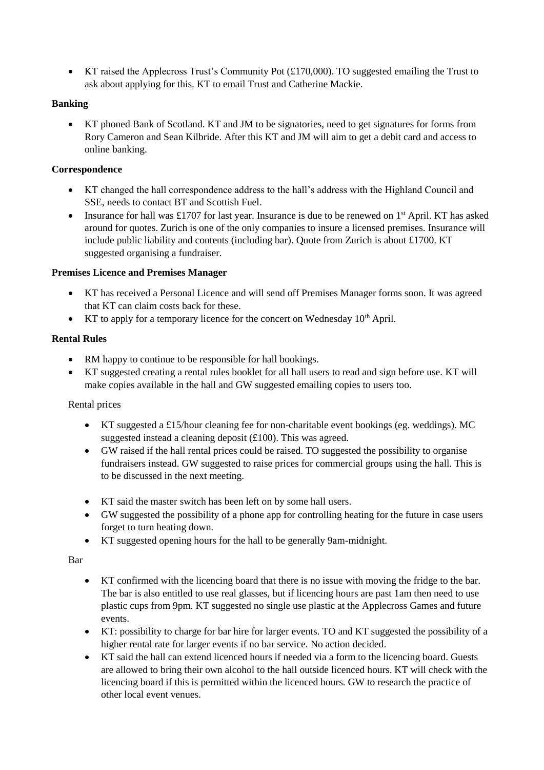- KT raised the Applecross Trust's Community Pot (£170,000). TO suggested emailing the Trust to ask about applying for this. KT to email Trust and Catherine Mackie.

**Banking**

- KT phoned Bank of Scotland. KT and JM to be signatories, need to get signatures for forms from Rory Cameron and Sean Kilbride. After this KT and JM will aim to get a debit card and access to online banking.

**Correspondence**

- KT changed the hall correspondence address to the hall's address with the Highland Council and SSE, needs to contact BT and Scottish Fuel.
- Insurance for hall was £1707 for last year. Insurance is due to be renewed on 1st April. KT has asked around for quotes. Zurich is one of the only companies to insure a licensed premises. Insurance will include public liability and contents (including bar). Quote from Zurich is about £1700. KT suggested organising a fundraiser.

**Premises Licence and Premises Manager**

- KT has received a Personal Licence and will send off Premises Manager forms soon. It was agreed that KT can claim costs back for these.
- KT to apply for a temporary licence for the concert on Wednesday 10th April.

**Rental Rules**

- RM happy to continue to be responsible for hall bookings.
- KT suggested creating a rental rules booklet for all hall users to read and sign before use. KT will make copies available in the hall and GW suggested emailing copies to users too.

Rental prices

- KT suggested a £15/hour cleaning fee for non-charitable event bookings (eg. weddings). MC suggested instead a cleaning deposit (£100). This was agreed.
- GW raised if the hall rental prices could be raised. TO suggested the possibility to organise fundraisers instead. GW suggested to raise prices for commercial groups using the hall. This is to be discussed in the next meeting.

- KT said the master switch has been left on by some hall users.
- GW suggested the possibility of a phone app for controlling heating for the future in case users forget to turn heating down.
- KT suggested opening hours for the hall to be generally 9am-midnight.

Bar

- KT confirmed with the licencing board that there is no issue with moving the fridge to the bar. The bar is also entitled to use real glasses, but if licencing hours are past 1am then need to use plastic cups from 9pm. KT suggested no single use plastic at the Applecross Games and future events.
- KT: possibility to charge for bar hire for larger events. TO and KT suggested the possibility of a higher rental rate for larger events if no bar service. No action decided.
- KT said the hall can extend licenced hours if needed via a form to the licencing board. Guests are allowed to bring their own alcohol to the hall outside licenced hours. KT will check with the licencing board if this is permitted within the licenced hours. GW to research the practice of other local event venues.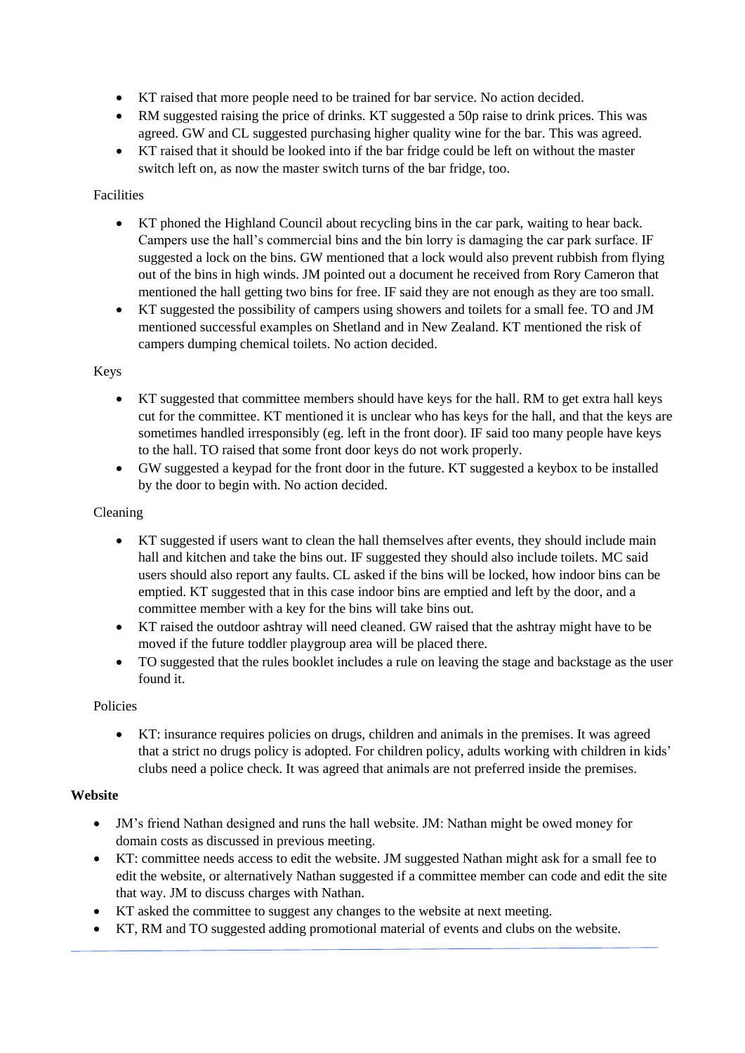- KT raised that more people need to be trained for bar service. No action decided.
- RM suggested raising the price of drinks. KT suggested a 50p raise to drink prices. This was agreed. GW and CL suggested purchasing higher quality wine for the bar. This was agreed.
- KT raised that it should be looked into if the bar fridge could be left on without the master switch left on, as now the master switch turns of the bar fridge, too.

Facilities

- KT phoned the Highland Council about recycling bins in the car park, waiting to hear back. Campers use the hall's commercial bins and the bin lorry is damaging the car park surface. IF suggested a lock on the bins. GW mentioned that a lock would also prevent rubbish from flying out of the bins in high winds. JM pointed out a document he received from Rory Cameron that mentioned the hall getting two bins for free. IF said they are not enough as they are too small.
- KT suggested the possibility of campers using showers and toilets for a small fee. TO and JM mentioned successful examples on Shetland and in New Zealand. KT mentioned the risk of campers dumping chemical toilets. No action decided.

Keys

- KT suggested that committee members should have keys for the hall. RM to get extra hall keys cut for the committee. KT mentioned it is unclear who has keys for the hall, and that the keys are sometimes handled irresponsibly (eg. left in the front door). IF said too many people have keys to the hall. TO raised that some front door keys do not work properly.
- GW suggested a keypad for the front door in the future. KT suggested a keybox to be installed by the door to begin with. No action decided.

Cleaning

- KT suggested if users want to clean the hall themselves after events, they should include main hall and kitchen and take the bins out. IF suggested they should also include toilets. MC said users should also report any faults. CL asked if the bins will be locked, how indoor bins can be emptied. KT suggested that in this case indoor bins are emptied and left by the door, and a committee member with a key for the bins will take bins out.
- KT raised the outdoor ashtray will need cleaned. GW raised that the ashtray might have to be moved if the future toddler playgroup area will be placed there.
- TO suggested that the rules booklet includes a rule on leaving the stage and backstage as the user found it.

Policies

- KT: insurance requires policies on drugs, children and animals in the premises. It was agreed that a strict no drugs policy is adopted. For children policy, adults working with children in kids' clubs need a police check. It was agreed that animals are not preferred inside the premises.

**Website**

- JM's friend Nathan designed and runs the hall website. JM: Nathan might be owed money for domain costs as discussed in previous meeting.
- KT: committee needs access to edit the website. JM suggested Nathan might ask for a small fee to edit the website, or alternatively Nathan suggested if a committee member can code and edit the site that way. JM to discuss charges with Nathan.
- KT asked the committee to suggest any changes to the website at next meeting.
- KT, RM and TO suggested adding promotional material of events and clubs on the website.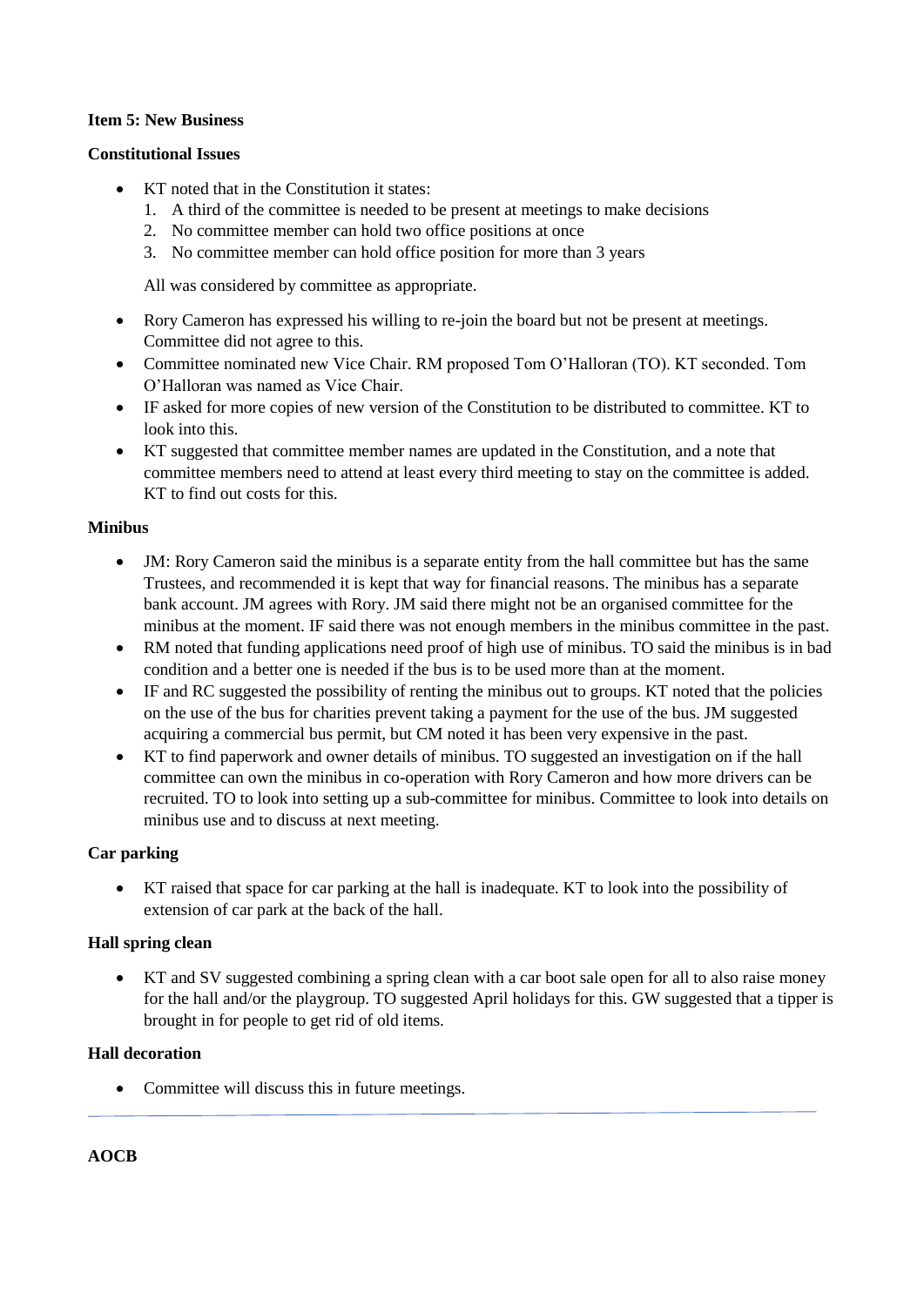**Item 5: New Business**

**Constitutional Issues**

- KT noted that in the Constitution it states:
  1. A third of the committee is needed to be present at meetings to make decisions
  2. No committee member can hold two office positions at once
  3. No committee member can hold office position for more than 3 years

  All was considered by committee as appropriate.

- Rory Cameron has expressed his willing to re-join the board but not be present at meetings. Committee did not agree to this.
- Committee nominated new Vice Chair. RM proposed Tom O'Halloran (TO). KT seconded. Tom O'Halloran was named as Vice Chair.
- IF asked for more copies of new version of the Constitution to be distributed to committee. KT to look into this.
- KT suggested that committee member names are updated in the Constitution, and a note that committee members need to attend at least every third meeting to stay on the committee is added. KT to find out costs for this.

**Minibus**

- JM: Rory Cameron said the minibus is a separate entity from the hall committee but has the same Trustees, and recommended it is kept that way for financial reasons. The minibus has a separate bank account. JM agrees with Rory. JM said there might not be an organised committee for the minibus at the moment. IF said there was not enough members in the minibus committee in the past.
- RM noted that funding applications need proof of high use of minibus. TO said the minibus is in bad condition and a better one is needed if the bus is to be used more than at the moment.
- IF and RC suggested the possibility of renting the minibus out to groups. KT noted that the policies on the use of the bus for charities prevent taking a payment for the use of the bus. JM suggested acquiring a commercial bus permit, but CM noted it has been very expensive in the past.
- KT to find paperwork and owner details of minibus. TO suggested an investigation on if the hall committee can own the minibus in co-operation with Rory Cameron and how more drivers can be recruited. TO to look into setting up a sub-committee for minibus. Committee to look into details on minibus use and to discuss at next meeting.

**Car parking**

- KT raised that space for car parking at the hall is inadequate. KT to look into the possibility of extension of car park at the back of the hall.

**Hall spring clean**

- KT and SV suggested combining a spring clean with a car boot sale open for all to also raise money for the hall and/or the playgroup. TO suggested April holidays for this. GW suggested that a tipper is brought in for people to get rid of old items.

**Hall decoration**

- Committee will discuss this in future meetings.

---

**AOCB**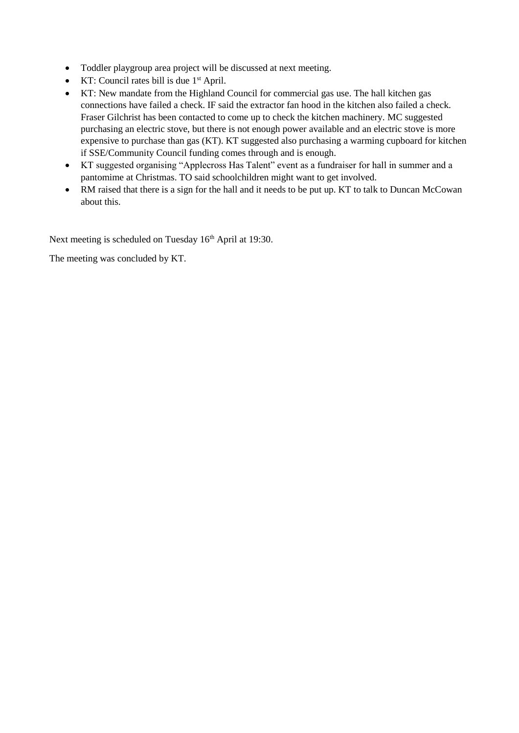- Toddler playgroup area project will be discussed at next meeting.
- KT: Council rates bill is due 1st April.
- KT: New mandate from the Highland Council for commercial gas use. The hall kitchen gas connections have failed a check. IF said the extractor fan hood in the kitchen also failed a check. Fraser Gilchrist has been contacted to come up to check the kitchen machinery. MC suggested purchasing an electric stove, but there is not enough power available and an electric stove is more expensive to purchase than gas (KT). KT suggested also purchasing a warming cupboard for kitchen if SSE/Community Council funding comes through and is enough.
- KT suggested organising "Applecross Has Talent" event as a fundraiser for hall in summer and a pantomime at Christmas. TO said schoolchildren might want to get involved.
- RM raised that there is a sign for the hall and it needs to be put up. KT to talk to Duncan McCowan about this.

Next meeting is scheduled on Tuesday 16th April at 19:30.

The meeting was concluded by KT.